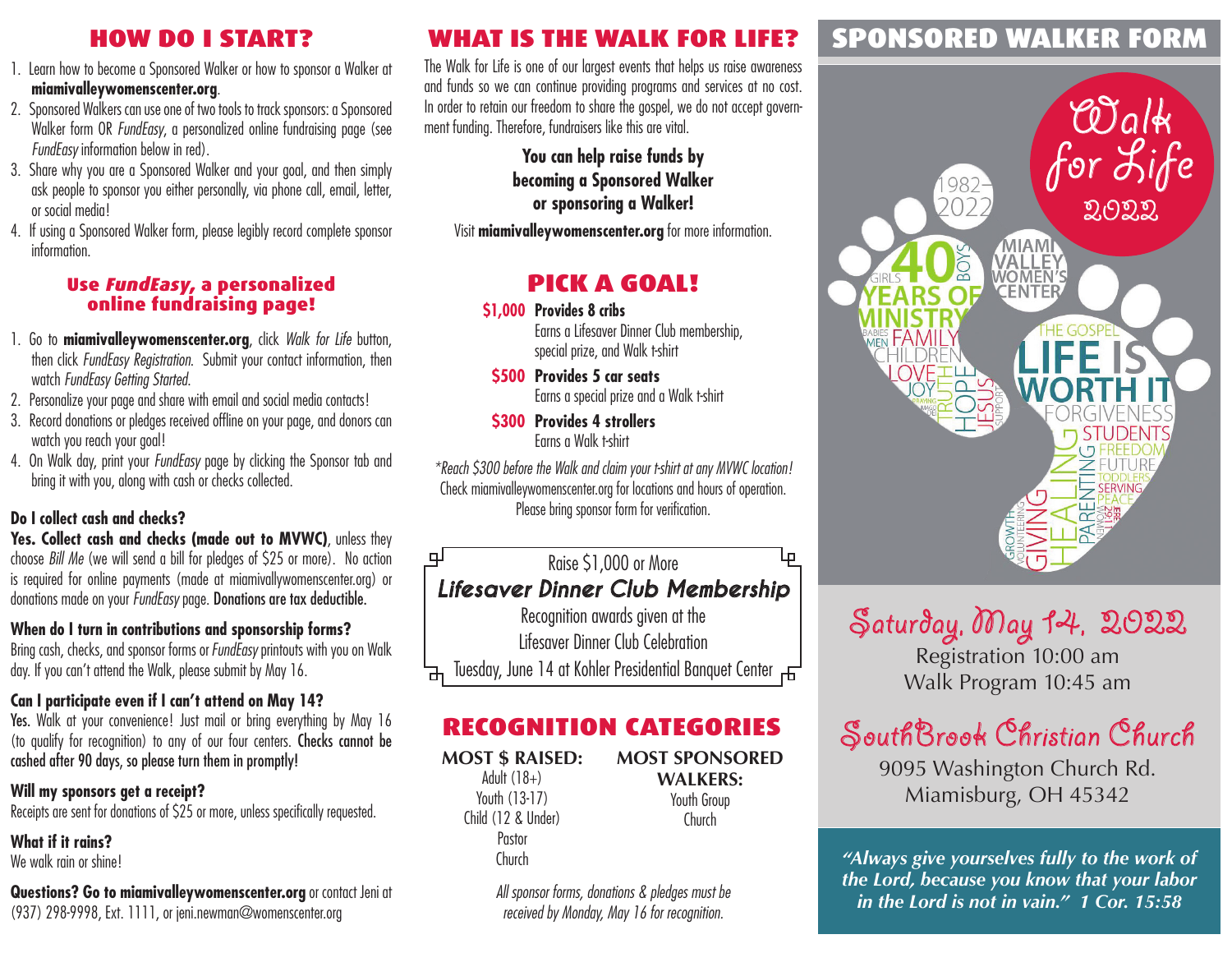## HOW DO I START?

1. Learn how to become a Sponsored Walker or how to sponsor a Walker at **miamivalleywomenscenter.org**.
2. Sponsored Walkers can use one of two tools to track sponsors: a Sponsored Walker form OR *FundEasy*, a personalized online fundraising page (see *FundEasy* information below in red).
3. Share why you are a Sponsored Walker and your goal, and then simply ask people to sponsor you either personally, via phone call, email, letter, or social media!
4. If using a Sponsored Walker form, please legibly record complete sponsor information.

### Use *FundEasy,* a personalized online fundraising page!

1. Go to **miamivalleywomenscenter.org**, click *Walk for Life* button, then click *FundEasy Registration.* Submit your contact information, then watch *FundEasy Getting Started.*
2. Personalize your page and share with email and social media contacts!
3. Record donations or pledges received offline on your page, and donors can watch you reach your goal!
4. On Walk day, print your *FundEasy* page by clicking the Sponsor tab and bring it with you, along with cash or checks collected.

**Do I collect cash and checks?**
**Yes. Collect cash and checks (made out to MVWC)**, unless they choose *Bill Me* (we will send a bill for pledges of $25 or more). No action is required for online payments (made at miamivallywomenscenter.org) or donations made on your *FundEasy* page. **Donations are tax deductible.**

**When do I turn in contributions and sponsorship forms?**
Bring cash, checks, and sponsor forms or *FundEasy* printouts with you on Walk day. If you can't attend the Walk, please submit by May 16.

**Can I participate even if I can't attend on May 14?**
**Yes.** Walk at your convenience! Just mail or bring everything by May 16 (to qualify for recognition) to any of our four centers. **Checks cannot be cashed after 90 days, so please turn them in promptly!**

**Will my sponsors get a receipt?**
Receipts are sent for donations of $25 or more, unless specifically requested.

**What if it rains?**
We walk rain or shine!

**Questions? Go to miamivalleywomenscenter.org** or contact Jeni at (937) 298-9998, Ext. 1111, or jeni.newman@womenscenter.org

## WHAT IS THE WALK FOR LIFE?

The Walk for Life is one of our largest events that helps us raise awareness and funds so we can continue providing programs and services at no cost. In order to retain our freedom to share the gospel, we do not accept government funding. Therefore, fundraisers like this are vital.

**You can help raise funds by becoming a Sponsored Walker or sponsoring a Walker!**

Visit **miamivalleywomenscenter.org** for more information.

## PICK A GOAL!

**$1,000 Provides 8 cribs**
Earns a Lifesaver Dinner Club membership, special prize, and Walk t-shirt

**$500 Provides 5 car seats**
Earns a special prize and a Walk t-shirt

**$300 Provides 4 strollers**
Earns a Walk t-shirt

*\*Reach $300 before the Walk and claim your t-shirt at any MVWC location!*
Check miamivalleywomenscenter.org for locations and hours of operation. Please bring sponsor form for verification.

Raise $1,000 or More
***Lifesaver Dinner Club Membership***
Recognition awards given at the Lifesaver Dinner Club Celebration
Tuesday, June 14 at Kohler Presidential Banquet Center

## RECOGNITION CATEGORIES

**MOST $ RAISED:**
Adult (18+)
Youth (13-17)
Child (12 & Under)
Pastor
Church

**MOST SPONSORED WALKERS:**
Youth Group
Church

*All sponsor forms, donations & pledges must be received by Monday, May 16 for recognition.*

## SPONSORED WALKER FORM

Walk for Life 2022

1982–2022 · 40 Years of Ministry · Miami Valley Women's Center · The Gospel · Life Is Worth It

**Saturday, May 14, 2022**
Registration 10:00 am
Walk Program 10:45 am

**SouthBrook Christian Church**
9095 Washington Church Rd.
Miamisburg, OH 45342

***"Always give yourselves fully to the work of the Lord, because you know that your labor in the Lord is not in vain." 1 Cor. 15:58***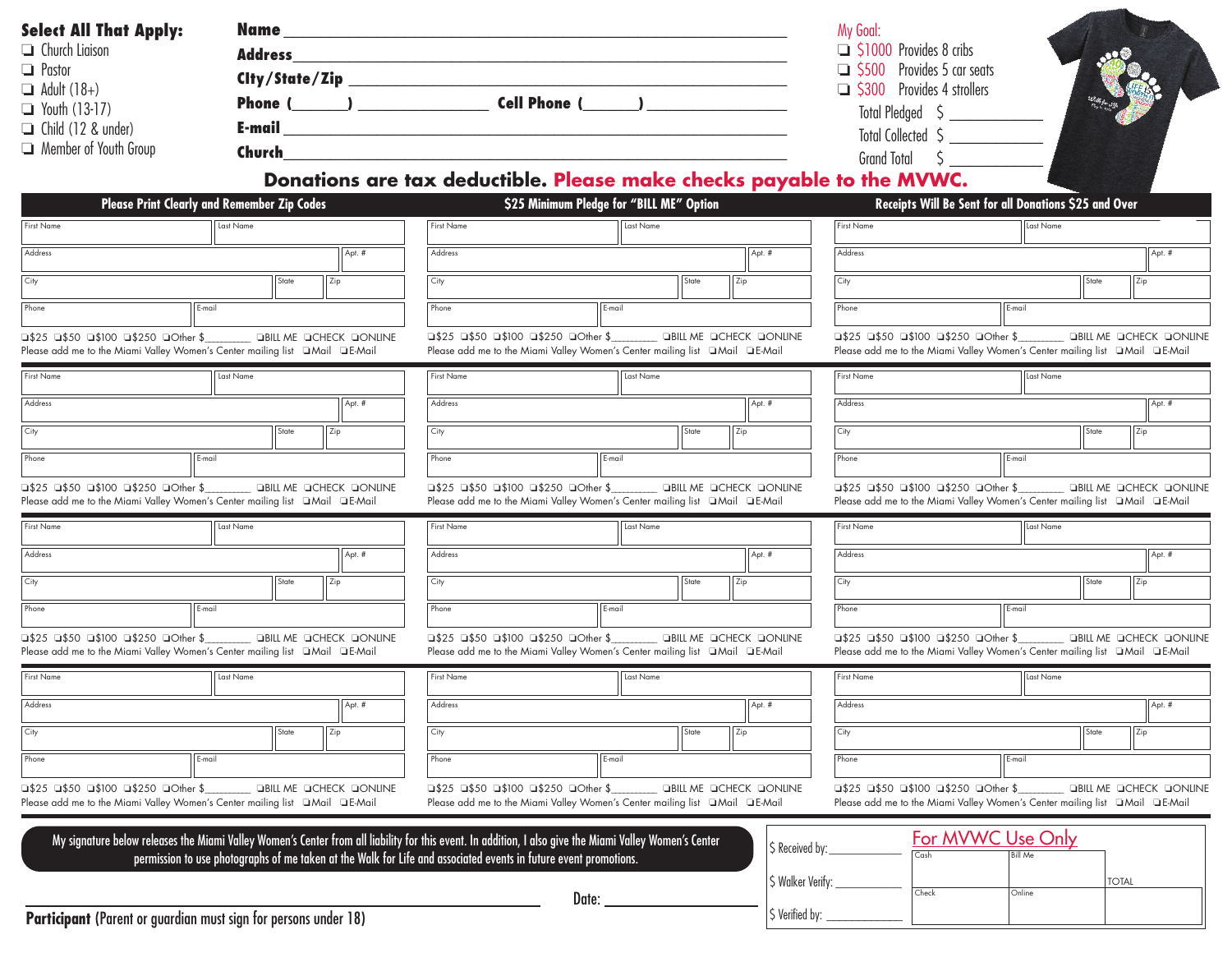**Select All That Apply:**

- ☐ Church Liaison
- ☐ Pastor
- ☐ Adult (18+)
- ☐ Youth (13-17)
- ☐ Child (12 & under)
- ☐ Member of Youth Group

**Name** ______________________________

**Address** ______________________________

**City/State/Zip** ______________________________

**Phone** (_______) ______________ **Cell Phone** (_______) ______________

**E-mail** ______________________________

**Church** ______________________________

My Goal:

- ☐ $1000 Provides 8 cribs
- ☐ $500 Provides 5 car seats
- ☐ $300 Provides 4 strollers

Total Pledged $ ____________

Total Collected $ ____________

Grand Total $ ____________

## Donations are tax deductible. Please make checks payable to the MVWC.

| Please Print Clearly and Remember Zip Codes | $25 Minimum Pledge for "BILL ME" Option | Receipts Will Be Sent for all Donations $25 and Over |
|---|---|---|
| First Name / Last Name<br>Address / Apt. #<br>City / State / Zip<br>Phone / E-mail<br>☐$25 ☐$50 ☐$100 ☐$250 ☐Other $________ ☐BILL ME ☐CHECK ☐ONLINE<br>Please add me to the Miami Valley Women's Center mailing list ☐Mail ☐E-Mail | First Name / Last Name<br>Address / Apt. #<br>City / State / Zip<br>Phone / E-mail<br>☐$25 ☐$50 ☐$100 ☐$250 ☐Other $________ ☐BILL ME ☐CHECK ☐ONLINE<br>Please add me to the Miami Valley Women's Center mailing list ☐Mail ☐E-Mail | First Name / Last Name<br>Address / Apt. #<br>City / State / Zip<br>Phone / E-mail<br>☐$25 ☐$50 ☐$100 ☐$250 ☐Other $________ ☐BILL ME ☐CHECK ☐ONLINE<br>Please add me to the Miami Valley Women's Center mailing list ☐Mail ☐E-Mail |
| First Name / Last Name<br>Address / Apt. #<br>City / State / Zip<br>Phone / E-mail<br>☐$25 ☐$50 ☐$100 ☐$250 ☐Other $________ ☐BILL ME ☐CHECK ☐ONLINE<br>Please add me to the Miami Valley Women's Center mailing list ☐Mail ☐E-Mail | First Name / Last Name<br>Address / Apt. #<br>City / State / Zip<br>Phone / E-mail<br>☐$25 ☐$50 ☐$100 ☐$250 ☐Other $________ ☐BILL ME ☐CHECK ☐ONLINE<br>Please add me to the Miami Valley Women's Center mailing list ☐Mail ☐E-Mail | First Name / Last Name<br>Address / Apt. #<br>City / State / Zip<br>Phone / E-mail<br>☐$25 ☐$50 ☐$100 ☐$250 ☐Other $________ ☐BILL ME ☐CHECK ☐ONLINE<br>Please add me to the Miami Valley Women's Center mailing list ☐Mail ☐E-Mail |
| First Name / Last Name<br>Address / Apt. #<br>City / State / Zip<br>Phone / E-mail<br>☐$25 ☐$50 ☐$100 ☐$250 ☐Other $________ ☐BILL ME ☐CHECK ☐ONLINE<br>Please add me to the Miami Valley Women's Center mailing list ☐Mail ☐E-Mail | First Name / Last Name<br>Address / Apt. #<br>City / State / Zip<br>Phone / E-mail<br>☐$25 ☐$50 ☐$100 ☐$250 ☐Other $________ ☐BILL ME ☐CHECK ☐ONLINE<br>Please add me to the Miami Valley Women's Center mailing list ☐Mail ☐E-Mail | First Name / Last Name<br>Address / Apt. #<br>City / State / Zip<br>Phone / E-mail<br>☐$25 ☐$50 ☐$100 ☐$250 ☐Other $________ ☐BILL ME ☐CHECK ☐ONLINE<br>Please add me to the Miami Valley Women's Center mailing list ☐Mail ☐E-Mail |
| First Name / Last Name<br>Address / Apt. #<br>City / State / Zip<br>Phone / E-mail<br>☐$25 ☐$50 ☐$100 ☐$250 ☐Other $________ ☐BILL ME ☐CHECK ☐ONLINE<br>Please add me to the Miami Valley Women's Center mailing list ☐Mail ☐E-Mail | First Name / Last Name<br>Address / Apt. #<br>City / State / Zip<br>Phone / E-mail<br>☐$25 ☐$50 ☐$100 ☐$250 ☐Other $________ ☐BILL ME ☐CHECK ☐ONLINE<br>Please add me to the Miami Valley Women's Center mailing list ☐Mail ☐E-Mail | First Name / Last Name<br>Address / Apt. #<br>City / State / Zip<br>Phone / E-mail<br>☐$25 ☐$50 ☐$100 ☐$250 ☐Other $________ ☐BILL ME ☐CHECK ☐ONLINE<br>Please add me to the Miami Valley Women's Center mailing list ☐Mail ☐E-Mail |

My signature below releases the Miami Valley Women's Center from all liability for this event. In addition, I also give the Miami Valley Women's Center permission to use photographs of me taken at the Walk for Life and associated events in future event promotions.

______________________________ Date: ______________

**Participant** (Parent or guardian must sign for persons under 18)

$ Received by: ____________

$ Walker Verify: ____________

$ Verified by: ____________

For MVWC Use Only

| Cash | Bill Me | TOTAL |
|---|---|---|
| Check | Online | |